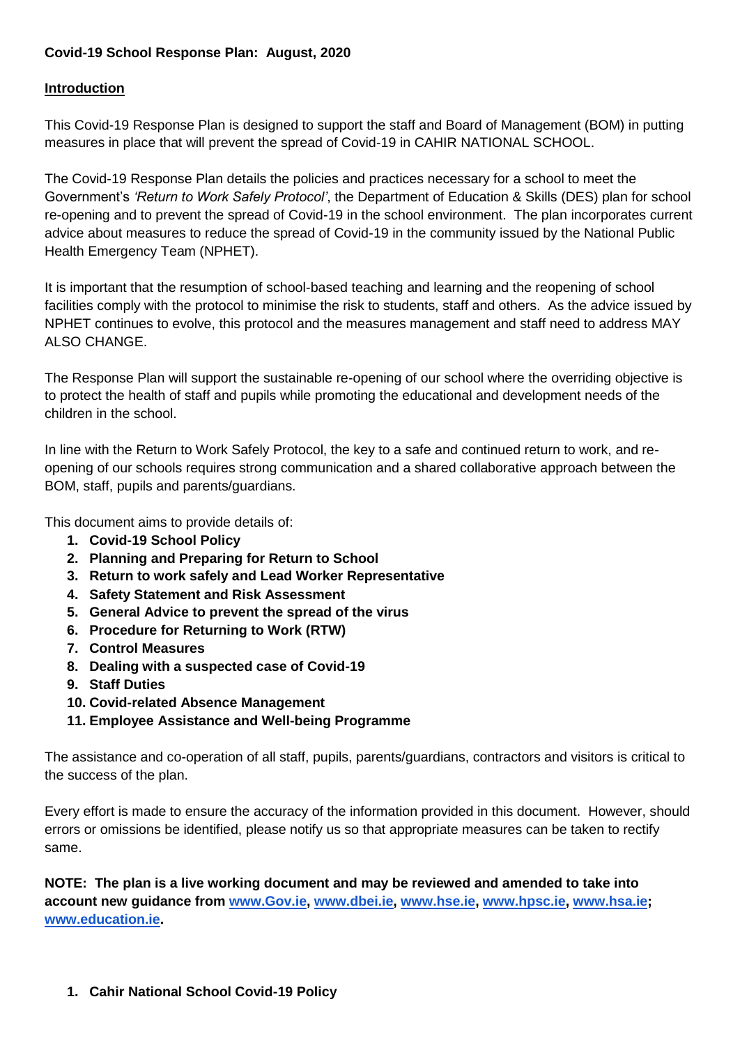**Covid-19 School Response Plan: August, 2020**

## Introduction

This Covid-19 Response Plan is designed to support the staff and Board of Management (BOM) in putting measures in place that will prevent the spread of Covid-19 in CAHIR NATIONAL SCHOOL.

The Covid-19 Response Plan details the policies and practices necessary for a school to meet the Government's *'Return to Work Safely Protocol'*, the Department of Education & Skills (DES) plan for school re-opening and to prevent the spread of Covid-19 in the school environment. The plan incorporates current advice about measures to reduce the spread of Covid-19 in the community issued by the National Public Health Emergency Team (NPHET).

It is important that the resumption of school-based teaching and learning and the reopening of school facilities comply with the protocol to minimise the risk to students, staff and others. As the advice issued by NPHET continues to evolve, this protocol and the measures management and staff need to address MAY ALSO CHANGE.

The Response Plan will support the sustainable re-opening of our school where the overriding objective is to protect the health of staff and pupils while promoting the educational and development needs of the children in the school.

In line with the Return to Work Safely Protocol, the key to a safe and continued return to work, and re-opening of our schools requires strong communication and a shared collaborative approach between the BOM, staff, pupils and parents/guardians.

This document aims to provide details of:

1. **Covid-19 School Policy**
2. **Planning and Preparing for Return to School**
3. **Return to work safely and Lead Worker Representative**
4. **Safety Statement and Risk Assessment**
5. **General Advice to prevent the spread of the virus**
6. **Procedure for Returning to Work (RTW)**
7. **Control Measures**
8. **Dealing with a suspected case of Covid-19**
9. **Staff Duties**
10. **Covid-related Absence Management**
11. **Employee Assistance and Well-being Programme**

The assistance and co-operation of all staff, pupils, parents/guardians, contractors and visitors is critical to the success of the plan.

Every effort is made to ensure the accuracy of the information provided in this document. However, should errors or omissions be identified, please notify us so that appropriate measures can be taken to rectify same.

**NOTE: The plan is a live working document and may be reviewed and amended to take into account new guidance from www.Gov.ie, www.dbei.ie, www.hse.ie, www.hpsc.ie, www.hsa.ie; www.education.ie.**

1. **Cahir National School Covid-19 Policy**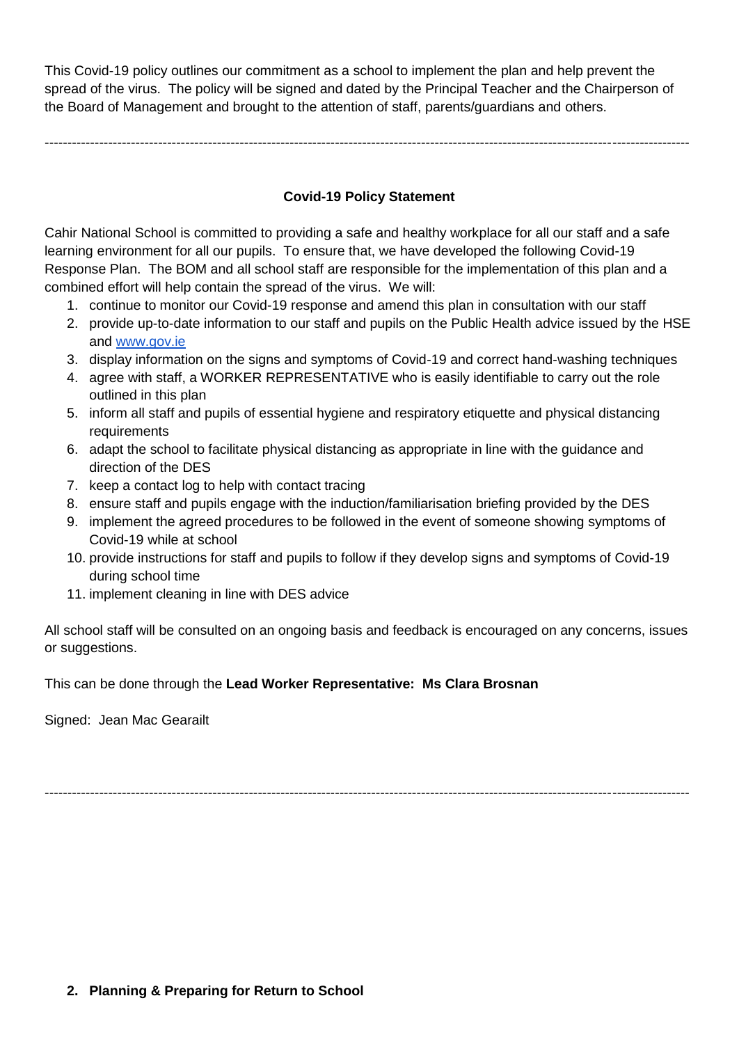This Covid-19 policy outlines our commitment as a school to implement the plan and help prevent the spread of the virus. The policy will be signed and dated by the Principal Teacher and the Chairperson of the Board of Management and brought to the attention of staff, parents/guardians and others.

---

**Covid-19 Policy Statement**

Cahir National School is committed to providing a safe and healthy workplace for all our staff and a safe learning environment for all our pupils. To ensure that, we have developed the following Covid-19 Response Plan. The BOM and all school staff are responsible for the implementation of this plan and a combined effort will help contain the spread of the virus. We will:

1. continue to monitor our Covid-19 response and amend this plan in consultation with our staff
2. provide up-to-date information to our staff and pupils on the Public Health advice issued by the HSE and www.gov.ie
3. display information on the signs and symptoms of Covid-19 and correct hand-washing techniques
4. agree with staff, a WORKER REPRESENTATIVE who is easily identifiable to carry out the role outlined in this plan
5. inform all staff and pupils of essential hygiene and respiratory etiquette and physical distancing requirements
6. adapt the school to facilitate physical distancing as appropriate in line with the guidance and direction of the DES
7. keep a contact log to help with contact tracing
8. ensure staff and pupils engage with the induction/familiarisation briefing provided by the DES
9. implement the agreed procedures to be followed in the event of someone showing symptoms of Covid-19 while at school
10. provide instructions for staff and pupils to follow if they develop signs and symptoms of Covid-19 during school time
11. implement cleaning in line with DES advice

All school staff will be consulted on an ongoing basis and feedback is encouraged on any concerns, issues or suggestions.

This can be done through the **Lead Worker Representative: Ms Clara Brosnan**

Signed: Jean Mac Gearailt

---

## 2. Planning & Preparing for Return to School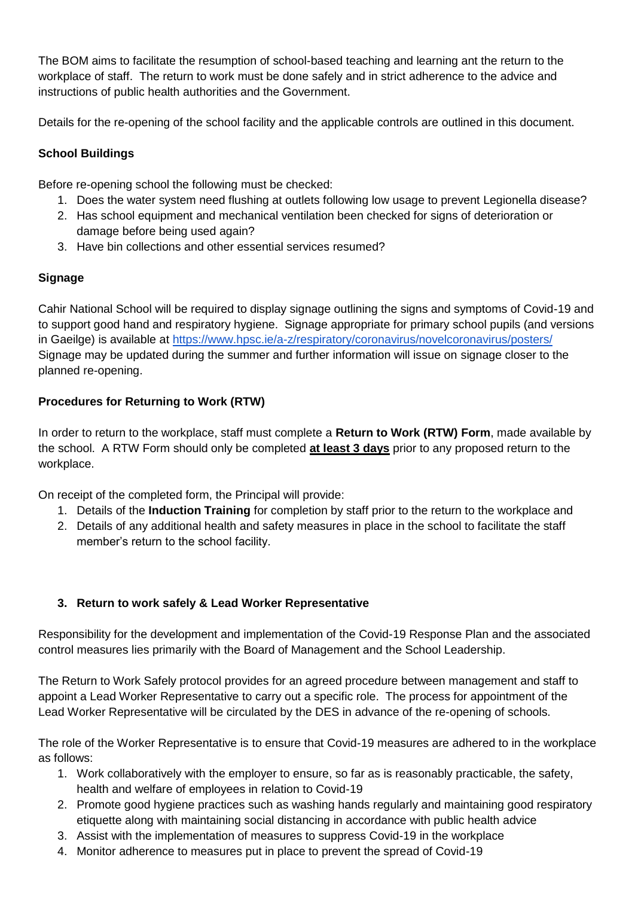The BOM aims to facilitate the resumption of school-based teaching and learning ant the return to the workplace of staff. The return to work must be done safely and in strict adherence to the advice and instructions of public health authorities and the Government.

Details for the re-opening of the school facility and the applicable controls are outlined in this document.

**School Buildings**

Before re-opening school the following must be checked:

1. Does the water system need flushing at outlets following low usage to prevent Legionella disease?
2. Has school equipment and mechanical ventilation been checked for signs of deterioration or damage before being used again?
3. Have bin collections and other essential services resumed?

**Signage**

Cahir National School will be required to display signage outlining the signs and symptoms of Covid-19 and to support good hand and respiratory hygiene. Signage appropriate for primary school pupils (and versions in Gaeilge) is available at https://www.hpsc.ie/a-z/respiratory/coronavirus/novelcoronavirus/posters/ Signage may be updated during the summer and further information will issue on signage closer to the planned re-opening.

**Procedures for Returning to Work (RTW)**

In order to return to the workplace, staff must complete a **Return to Work (RTW) Form**, made available by the school. A RTW Form should only be completed **at least 3 days** prior to any proposed return to the workplace.

On receipt of the completed form, the Principal will provide:

1. Details of the **Induction Training** for completion by staff prior to the return to the workplace and
2. Details of any additional health and safety measures in place in the school to facilitate the staff member's return to the school facility.

## 3. Return to work safely & Lead Worker Representative

Responsibility for the development and implementation of the Covid-19 Response Plan and the associated control measures lies primarily with the Board of Management and the School Leadership.

The Return to Work Safely protocol provides for an agreed procedure between management and staff to appoint a Lead Worker Representative to carry out a specific role. The process for appointment of the Lead Worker Representative will be circulated by the DES in advance of the re-opening of schools.

The role of the Worker Representative is to ensure that Covid-19 measures are adhered to in the workplace as follows:

1. Work collaboratively with the employer to ensure, so far as is reasonably practicable, the safety, health and welfare of employees in relation to Covid-19
2. Promote good hygiene practices such as washing hands regularly and maintaining good respiratory etiquette along with maintaining social distancing in accordance with public health advice
3. Assist with the implementation of measures to suppress Covid-19 in the workplace
4. Monitor adherence to measures put in place to prevent the spread of Covid-19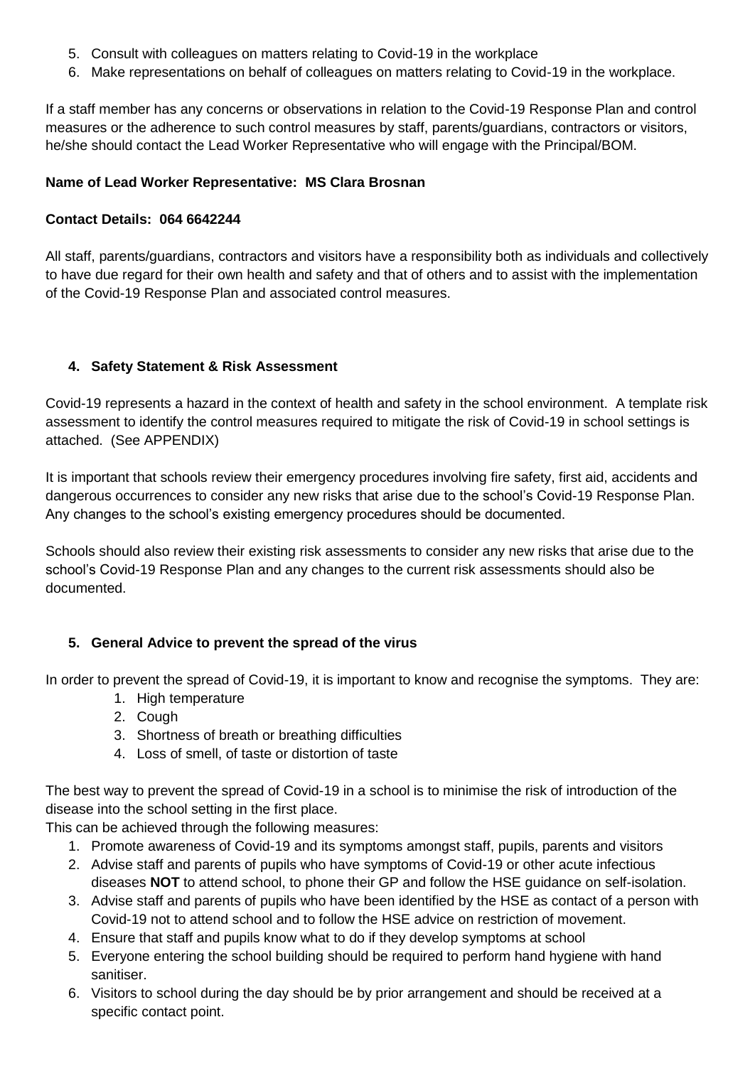5. Consult with colleagues on matters relating to Covid-19 in the workplace
6. Make representations on behalf of colleagues on matters relating to Covid-19 in the workplace.

If a staff member has any concerns or observations in relation to the Covid-19 Response Plan and control measures or the adherence to such control measures by staff, parents/guardians, contractors or visitors, he/she should contact the Lead Worker Representative who will engage with the Principal/BOM.

**Name of Lead Worker Representative: MS Clara Brosnan**

**Contact Details: 064 6642244**

All staff, parents/guardians, contractors and visitors have a responsibility both as individuals and collectively to have due regard for their own health and safety and that of others and to assist with the implementation of the Covid-19 Response Plan and associated control measures.

## 4. Safety Statement & Risk Assessment

Covid-19 represents a hazard in the context of health and safety in the school environment. A template risk assessment to identify the control measures required to mitigate the risk of Covid-19 in school settings is attached. (See APPENDIX)

It is important that schools review their emergency procedures involving fire safety, first aid, accidents and dangerous occurrences to consider any new risks that arise due to the school's Covid-19 Response Plan. Any changes to the school's existing emergency procedures should be documented.

Schools should also review their existing risk assessments to consider any new risks that arise due to the school's Covid-19 Response Plan and any changes to the current risk assessments should also be documented.

## 5. General Advice to prevent the spread of the virus

In order to prevent the spread of Covid-19, it is important to know and recognise the symptoms. They are:

1. High temperature
2. Cough
3. Shortness of breath or breathing difficulties
4. Loss of smell, of taste or distortion of taste

The best way to prevent the spread of Covid-19 in a school is to minimise the risk of introduction of the disease into the school setting in the first place.

This can be achieved through the following measures:

1. Promote awareness of Covid-19 and its symptoms amongst staff, pupils, parents and visitors
2. Advise staff and parents of pupils who have symptoms of Covid-19 or other acute infectious diseases **NOT** to attend school, to phone their GP and follow the HSE guidance on self-isolation.
3. Advise staff and parents of pupils who have been identified by the HSE as contact of a person with Covid-19 not to attend school and to follow the HSE advice on restriction of movement.
4. Ensure that staff and pupils know what to do if they develop symptoms at school
5. Everyone entering the school building should be required to perform hand hygiene with hand sanitiser.
6. Visitors to school during the day should be by prior arrangement and should be received at a specific contact point.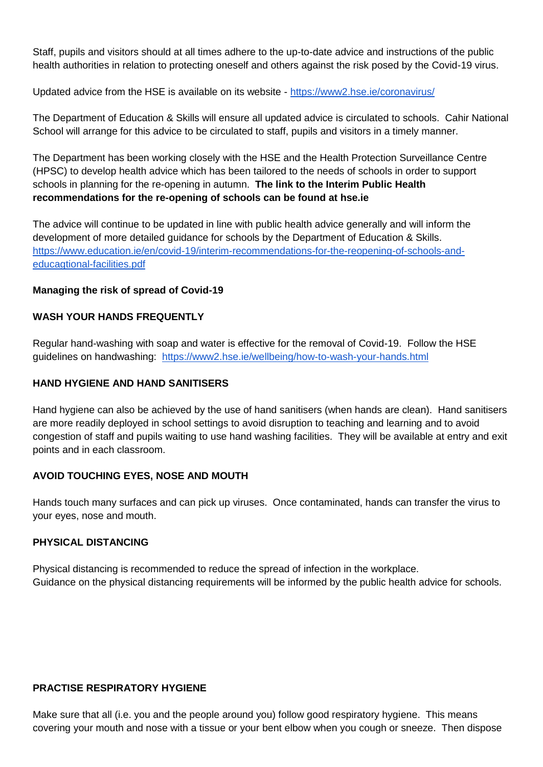Staff, pupils and visitors should at all times adhere to the up-to-date advice and instructions of the public health authorities in relation to protecting oneself and others against the risk posed by the Covid-19 virus.

Updated advice from the HSE is available on its website - https://www2.hse.ie/coronavirus/

The Department of Education & Skills will ensure all updated advice is circulated to schools. Cahir National School will arrange for this advice to be circulated to staff, pupils and visitors in a timely manner.

The Department has been working closely with the HSE and the Health Protection Surveillance Centre (HPSC) to develop health advice which has been tailored to the needs of schools in order to support schools in planning for the re-opening in autumn. **The link to the Interim Public Health recommendations for the re-opening of schools can be found at hse.ie**

The advice will continue to be updated in line with public health advice generally and will inform the development of more detailed guidance for schools by the Department of Education & Skills. https://www.education.ie/en/covid-19/interim-recommendations-for-the-reopening-of-schools-and-educagtional-facilities.pdf

**Managing the risk of spread of Covid-19**

**WASH YOUR HANDS FREQUENTLY**

Regular hand-washing with soap and water is effective for the removal of Covid-19. Follow the HSE guidelines on handwashing: https://www2.hse.ie/wellbeing/how-to-wash-your-hands.html

**HAND HYGIENE AND HAND SANITISERS**

Hand hygiene can also be achieved by the use of hand sanitisers (when hands are clean). Hand sanitisers are more readily deployed in school settings to avoid disruption to teaching and learning and to avoid congestion of staff and pupils waiting to use hand washing facilities. They will be available at entry and exit points and in each classroom.

**AVOID TOUCHING EYES, NOSE AND MOUTH**

Hands touch many surfaces and can pick up viruses. Once contaminated, hands can transfer the virus to your eyes, nose and mouth.

**PHYSICAL DISTANCING**

Physical distancing is recommended to reduce the spread of infection in the workplace.
Guidance on the physical distancing requirements will be informed by the public health advice for schools.

**PRACTISE RESPIRATORY HYGIENE**

Make sure that all (i.e. you and the people around you) follow good respiratory hygiene. This means covering your mouth and nose with a tissue or your bent elbow when you cough or sneeze. Then dispose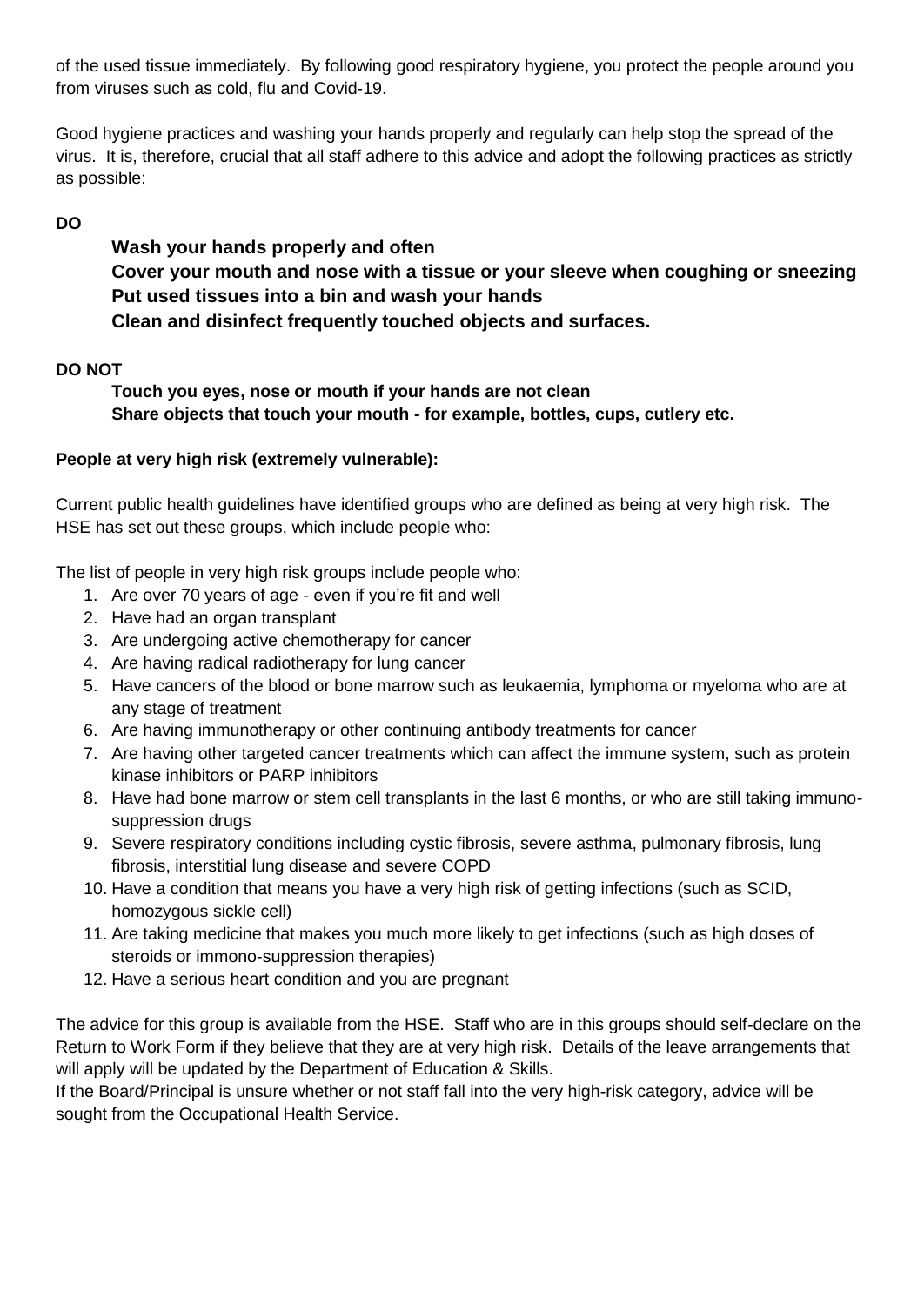of the used tissue immediately. By following good respiratory hygiene, you protect the people around you from viruses such as cold, flu and Covid-19.

Good hygiene practices and washing your hands properly and regularly can help stop the spread of the virus. It is, therefore, crucial that all staff adhere to this advice and adopt the following practices as strictly as possible:

**DO**

**Wash your hands properly and often**
**Cover your mouth and nose with a tissue or your sleeve when coughing or sneezing**
**Put used tissues into a bin and wash your hands**
**Clean and disinfect frequently touched objects and surfaces.**

**DO NOT**

**Touch you eyes, nose or mouth if your hands are not clean**
**Share objects that touch your mouth - for example, bottles, cups, cutlery etc.**

**People at very high risk (extremely vulnerable):**

Current public health guidelines have identified groups who are defined as being at very high risk. The HSE has set out these groups, which include people who:

The list of people in very high risk groups include people who:

1. Are over 70 years of age - even if you're fit and well
2. Have had an organ transplant
3. Are undergoing active chemotherapy for cancer
4. Are having radical radiotherapy for lung cancer
5. Have cancers of the blood or bone marrow such as leukaemia, lymphoma or myeloma who are at any stage of treatment
6. Are having immunotherapy or other continuing antibody treatments for cancer
7. Are having other targeted cancer treatments which can affect the immune system, such as protein kinase inhibitors or PARP inhibitors
8. Have had bone marrow or stem cell transplants in the last 6 months, or who are still taking immuno-suppression drugs
9. Severe respiratory conditions including cystic fibrosis, severe asthma, pulmonary fibrosis, lung fibrosis, interstitial lung disease and severe COPD
10. Have a condition that means you have a very high risk of getting infections (such as SCID, homozygous sickle cell)
11. Are taking medicine that makes you much more likely to get infections (such as high doses of steroids or immono-suppression therapies)
12. Have a serious heart condition and you are pregnant

The advice for this group is available from the HSE. Staff who are in this groups should self-declare on the Return to Work Form if they believe that they are at very high risk. Details of the leave arrangements that will apply will be updated by the Department of Education & Skills.
If the Board/Principal is unsure whether or not staff fall into the very high-risk category, advice will be sought from the Occupational Health Service.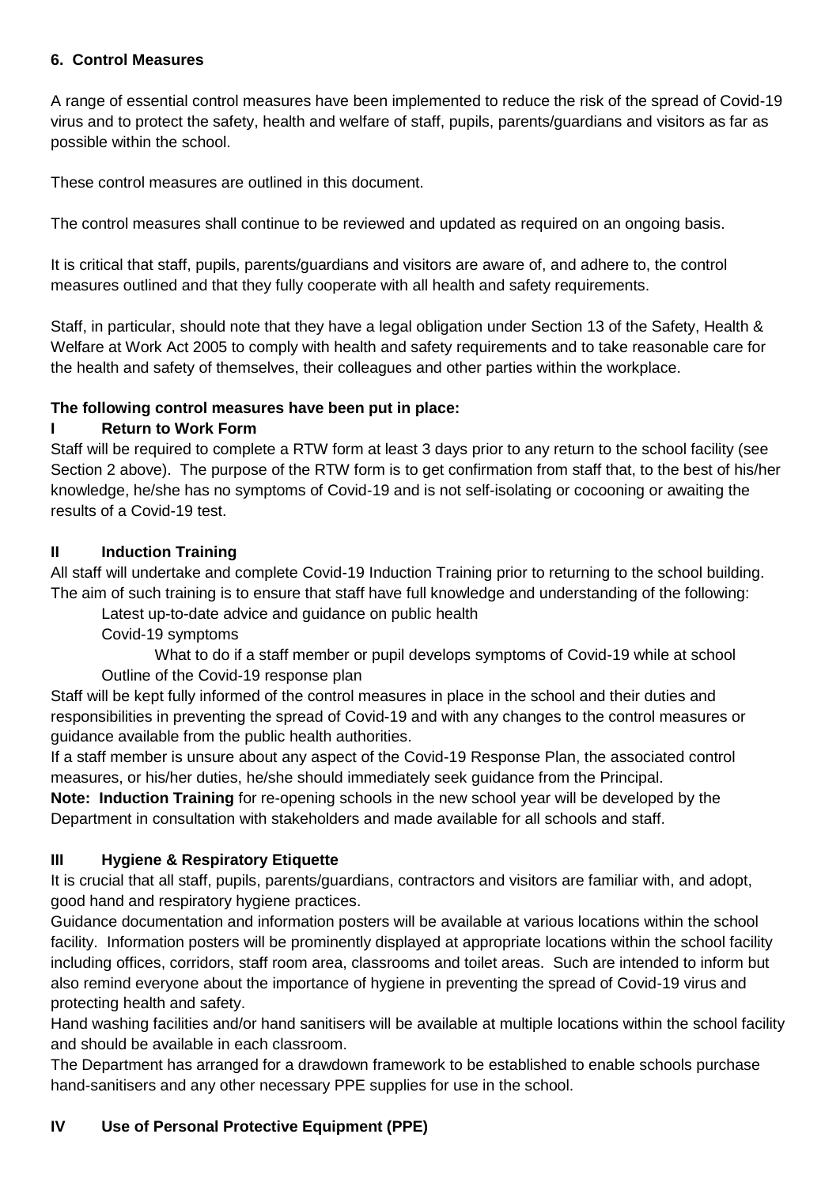## 6. Control Measures

A range of essential control measures have been implemented to reduce the risk of the spread of Covid-19 virus and to protect the safety, health and welfare of staff, pupils, parents/guardians and visitors as far as possible within the school.

These control measures are outlined in this document.

The control measures shall continue to be reviewed and updated as required on an ongoing basis.

It is critical that staff, pupils, parents/guardians and visitors are aware of, and adhere to, the control measures outlined and that they fully cooperate with all health and safety requirements.

Staff, in particular, should note that they have a legal obligation under Section 13 of the Safety, Health & Welfare at Work Act 2005 to comply with health and safety requirements and to take reasonable care for the health and safety of themselves, their colleagues and other parties within the workplace.

**The following control measures have been put in place:**

### I Return to Work Form

Staff will be required to complete a RTW form at least 3 days prior to any return to the school facility (see Section 2 above). The purpose of the RTW form is to get confirmation from staff that, to the best of his/her knowledge, he/she has no symptoms of Covid-19 and is not self-isolating or cocooning or awaiting the results of a Covid-19 test.

### II Induction Training

All staff will undertake and complete Covid-19 Induction Training prior to returning to the school building. The aim of such training is to ensure that staff have full knowledge and understanding of the following:

- Latest up-to-date advice and guidance on public health
- Covid-19 symptoms
- What to do if a staff member or pupil develops symptoms of Covid-19 while at school
- Outline of the Covid-19 response plan

Staff will be kept fully informed of the control measures in place in the school and their duties and responsibilities in preventing the spread of Covid-19 and with any changes to the control measures or guidance available from the public health authorities.

If a staff member is unsure about any aspect of the Covid-19 Response Plan, the associated control measures, or his/her duties, he/she should immediately seek guidance from the Principal.

**Note: Induction Training** for re-opening schools in the new school year will be developed by the Department in consultation with stakeholders and made available for all schools and staff.

### III Hygiene & Respiratory Etiquette

It is crucial that all staff, pupils, parents/guardians, contractors and visitors are familiar with, and adopt, good hand and respiratory hygiene practices.

Guidance documentation and information posters will be available at various locations within the school facility. Information posters will be prominently displayed at appropriate locations within the school facility including offices, corridors, staff room area, classrooms and toilet areas. Such are intended to inform but also remind everyone about the importance of hygiene in preventing the spread of Covid-19 virus and protecting health and safety.

Hand washing facilities and/or hand sanitisers will be available at multiple locations within the school facility and should be available in each classroom.

The Department has arranged for a drawdown framework to be established to enable schools purchase hand-sanitisers and any other necessary PPE supplies for use in the school.

### IV Use of Personal Protective Equipment (PPE)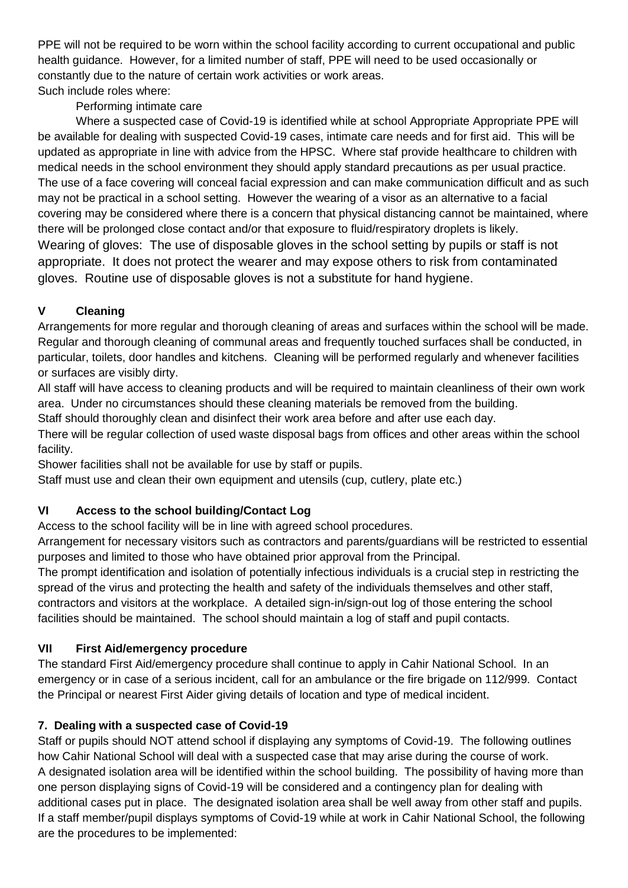PPE will not be required to be worn within the school facility according to current occupational and public health guidance. However, for a limited number of staff, PPE will need to be used occasionally or constantly due to the nature of certain work activities or work areas.
Such include roles where:

Performing intimate care

Where a suspected case of Covid-19 is identified while at school Appropriate Appropriate PPE will be available for dealing with suspected Covid-19 cases, intimate care needs and for first aid. This will be updated as appropriate in line with advice from the HPSC. Where staf provide healthcare to children with medical needs in the school environment they should apply standard precautions as per usual practice. The use of a face covering will conceal facial expression and can make communication difficult and as such may not be practical in a school setting. However the wearing of a visor as an alternative to a facial covering may be considered where there is a concern that physical distancing cannot be maintained, where there will be prolonged close contact and/or that exposure to fluid/respiratory droplets is likely.

Wearing of gloves: The use of disposable gloves in the school setting by pupils or staff is not appropriate. It does not protect the wearer and may expose others to risk from contaminated gloves. Routine use of disposable gloves is not a substitute for hand hygiene.

### V Cleaning

Arrangements for more regular and thorough cleaning of areas and surfaces within the school will be made. Regular and thorough cleaning of communal areas and frequently touched surfaces shall be conducted, in particular, toilets, door handles and kitchens. Cleaning will be performed regularly and whenever facilities or surfaces are visibly dirty.

All staff will have access to cleaning products and will be required to maintain cleanliness of their own work area. Under no circumstances should these cleaning materials be removed from the building.

Staff should thoroughly clean and disinfect their work area before and after use each day.

There will be regular collection of used waste disposal bags from offices and other areas within the school facility.

Shower facilities shall not be available for use by staff or pupils.

Staff must use and clean their own equipment and utensils (cup, cutlery, plate etc.)

### VI Access to the school building/Contact Log

Access to the school facility will be in line with agreed school procedures.

Arrangement for necessary visitors such as contractors and parents/guardians will be restricted to essential purposes and limited to those who have obtained prior approval from the Principal.

The prompt identification and isolation of potentially infectious individuals is a crucial step in restricting the spread of the virus and protecting the health and safety of the individuals themselves and other staff, contractors and visitors at the workplace. A detailed sign-in/sign-out log of those entering the school facilities should be maintained. The school should maintain a log of staff and pupil contacts.

### VII First Aid/emergency procedure

The standard First Aid/emergency procedure shall continue to apply in Cahir National School. In an emergency or in case of a serious incident, call for an ambulance or the fire brigade on 112/999. Contact the Principal or nearest First Aider giving details of location and type of medical incident.

## 7. Dealing with a suspected case of Covid-19

Staff or pupils should NOT attend school if displaying any symptoms of Covid-19. The following outlines how Cahir National School will deal with a suspected case that may arise during the course of work.

A designated isolation area will be identified within the school building. The possibility of having more than one person displaying signs of Covid-19 will be considered and a contingency plan for dealing with additional cases put in place. The designated isolation area shall be well away from other staff and pupils.

If a staff member/pupil displays symptoms of Covid-19 while at work in Cahir National School, the following are the procedures to be implemented: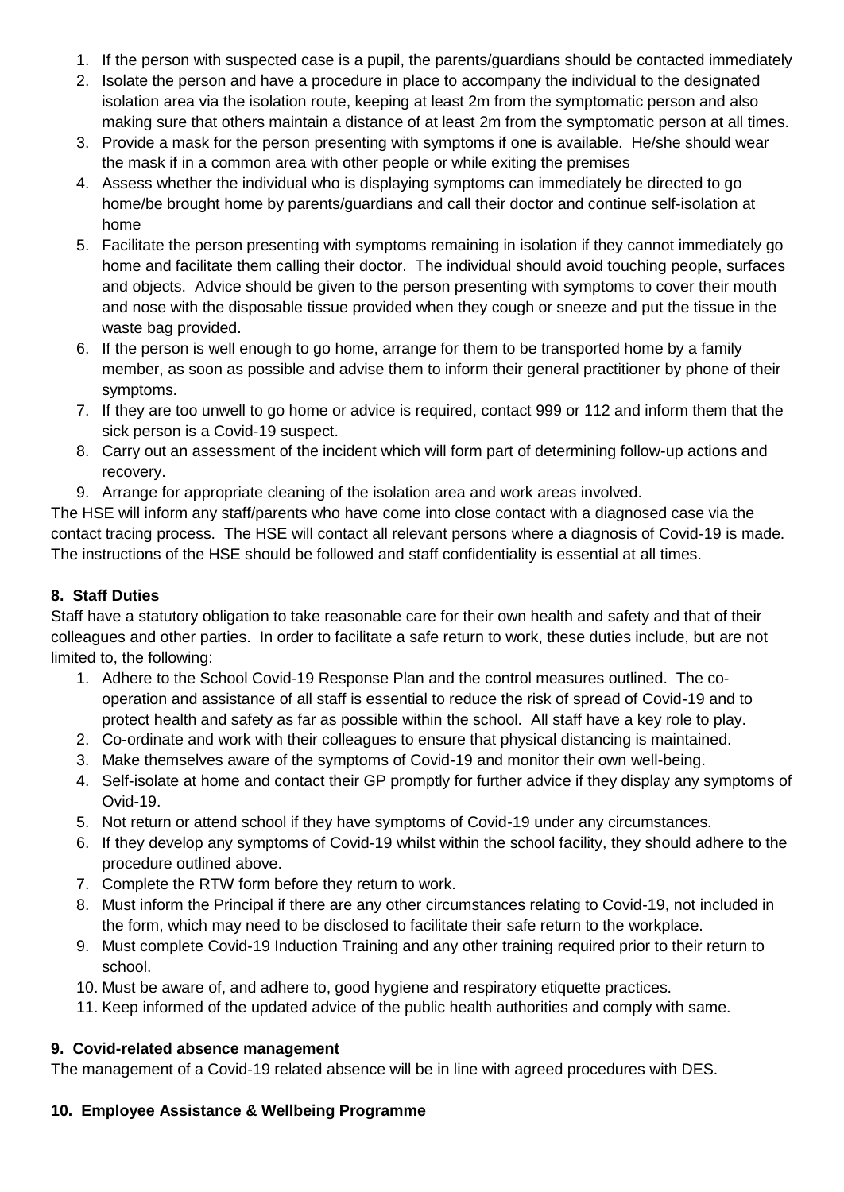1. If the person with suspected case is a pupil, the parents/guardians should be contacted immediately
2. Isolate the person and have a procedure in place to accompany the individual to the designated isolation area via the isolation route, keeping at least 2m from the symptomatic person and also making sure that others maintain a distance of at least 2m from the symptomatic person at all times.
3. Provide a mask for the person presenting with symptoms if one is available. He/she should wear the mask if in a common area with other people or while exiting the premises
4. Assess whether the individual who is displaying symptoms can immediately be directed to go home/be brought home by parents/guardians and call their doctor and continue self-isolation at home
5. Facilitate the person presenting with symptoms remaining in isolation if they cannot immediately go home and facilitate them calling their doctor. The individual should avoid touching people, surfaces and objects. Advice should be given to the person presenting with symptoms to cover their mouth and nose with the disposable tissue provided when they cough or sneeze and put the tissue in the waste bag provided.
6. If the person is well enough to go home, arrange for them to be transported home by a family member, as soon as possible and advise them to inform their general practitioner by phone of their symptoms.
7. If they are too unwell to go home or advice is required, contact 999 or 112 and inform them that the sick person is a Covid-19 suspect.
8. Carry out an assessment of the incident which will form part of determining follow-up actions and recovery.
9. Arrange for appropriate cleaning of the isolation area and work areas involved.

The HSE will inform any staff/parents who have come into close contact with a diagnosed case via the contact tracing process. The HSE will contact all relevant persons where a diagnosis of Covid-19 is made. The instructions of the HSE should be followed and staff confidentiality is essential at all times.

### 8. Staff Duties

Staff have a statutory obligation to take reasonable care for their own health and safety and that of their colleagues and other parties. In order to facilitate a safe return to work, these duties include, but are not limited to, the following:

1. Adhere to the School Covid-19 Response Plan and the control measures outlined. The co-operation and assistance of all staff is essential to reduce the risk of spread of Covid-19 and to protect health and safety as far as possible within the school. All staff have a key role to play.
2. Co-ordinate and work with their colleagues to ensure that physical distancing is maintained.
3. Make themselves aware of the symptoms of Covid-19 and monitor their own well-being.
4. Self-isolate at home and contact their GP promptly for further advice if they display any symptoms of Ovid-19.
5. Not return or attend school if they have symptoms of Covid-19 under any circumstances.
6. If they develop any symptoms of Covid-19 whilst within the school facility, they should adhere to the procedure outlined above.
7. Complete the RTW form before they return to work.
8. Must inform the Principal if there are any other circumstances relating to Covid-19, not included in the form, which may need to be disclosed to facilitate their safe return to the workplace.
9. Must complete Covid-19 Induction Training and any other training required prior to their return to school.
10. Must be aware of, and adhere to, good hygiene and respiratory etiquette practices.
11. Keep informed of the updated advice of the public health authorities and comply with same.

### 9. Covid-related absence management

The management of a Covid-19 related absence will be in line with agreed procedures with DES.

### 10. Employee Assistance & Wellbeing Programme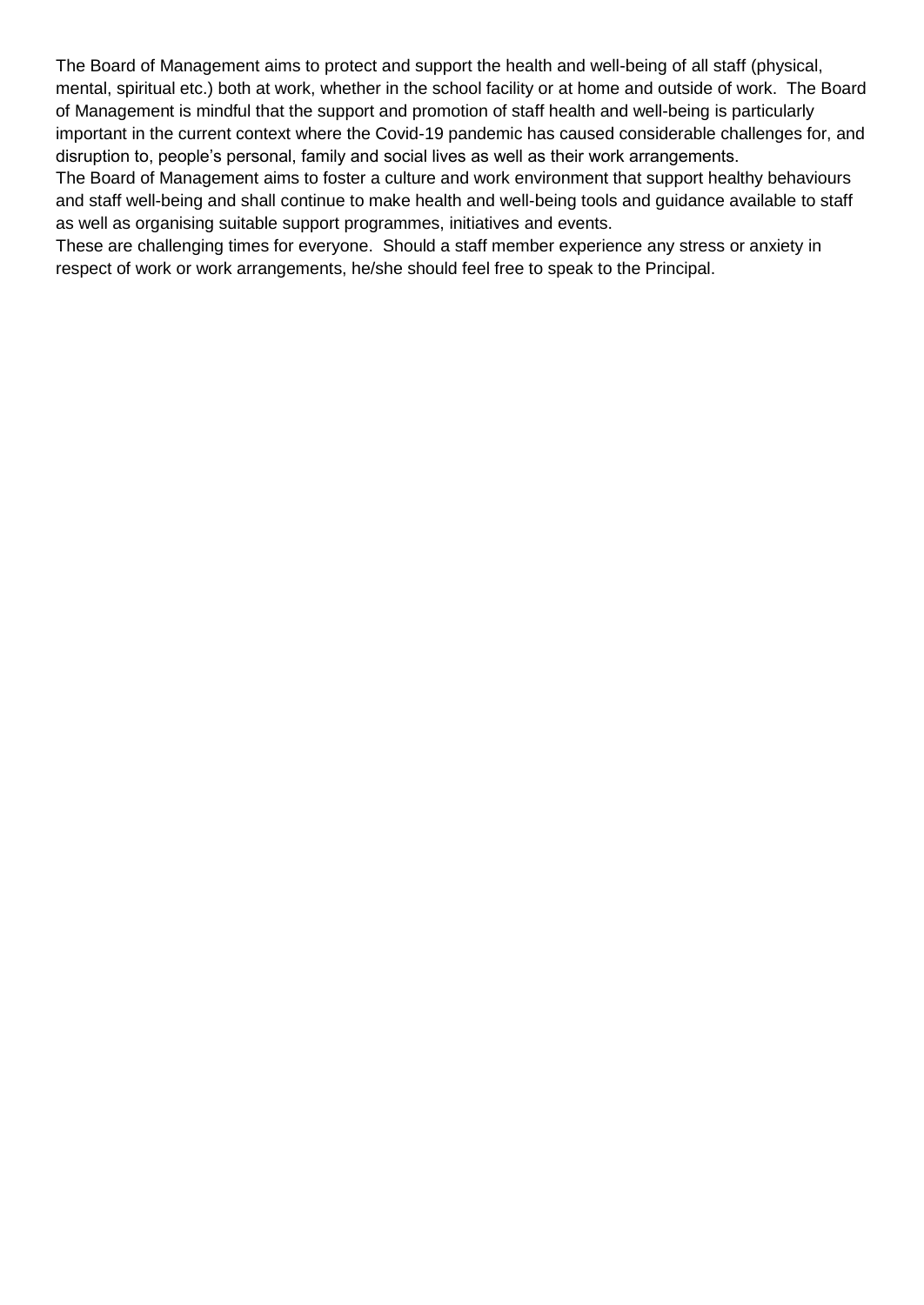The Board of Management aims to protect and support the health and well-being of all staff (physical, mental, spiritual etc.) both at work, whether in the school facility or at home and outside of work. The Board of Management is mindful that the support and promotion of staff health and well-being is particularly important in the current context where the Covid-19 pandemic has caused considerable challenges for, and disruption to, people's personal, family and social lives as well as their work arrangements.

The Board of Management aims to foster a culture and work environment that support healthy behaviours and staff well-being and shall continue to make health and well-being tools and guidance available to staff as well as organising suitable support programmes, initiatives and events.

These are challenging times for everyone. Should a staff member experience any stress or anxiety in respect of work or work arrangements, he/she should feel free to speak to the Principal.